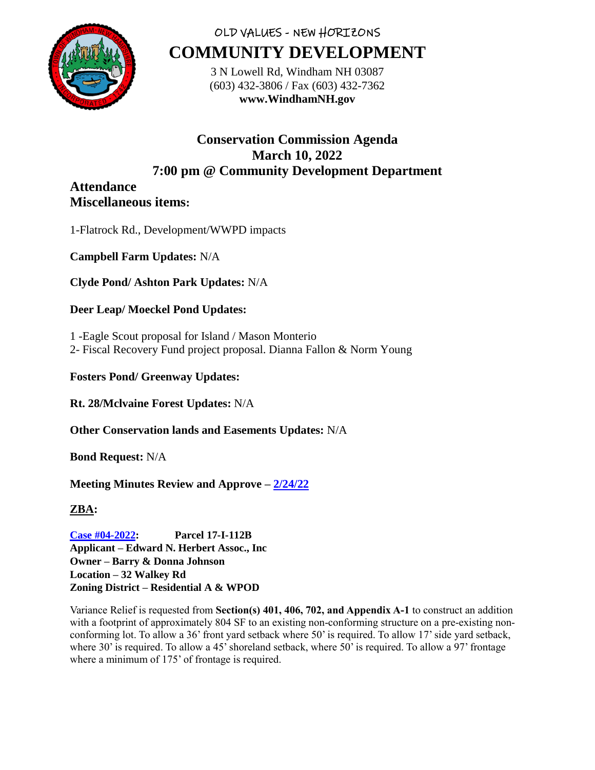OLD VALUES - NEW HORIZONS

# COMMUNITY DEVELOPMENT

3 N Lowell Rd, Windham NH 03087
(603) 432-3806 / Fax (603) 432-7362
**www.WindhamNH.gov**

## Conservation Commission Agenda
## March 10, 2022
## 7:00 pm @ Community Development Department

### Attendance
### Miscellaneous items:

1-Flatrock Rd., Development/WWPD impacts

**Campbell Farm Updates:** N/A

**Clyde Pond/ Ashton Park Updates:** N/A

**Deer Leap/ Moeckel Pond Updates:**

1 -Eagle Scout proposal for Island / Mason Monterio
2- Fiscal Recovery Fund project proposal. Dianna Fallon & Norm Young

**Fosters Pond/ Greenway Updates:**

**Rt. 28/Mclvaine Forest Updates:** N/A

**Other Conservation lands and Easements Updates:** N/A

**Bond Request:** N/A

**Meeting Minutes Review and Approve – 2/24/22**

**ZBA:**

**Case #04-2022:** **Parcel 17-I-112B**
**Applicant – Edward N. Herbert Assoc., Inc**
**Owner – Barry & Donna Johnson**
**Location – 32 Walkey Rd**
**Zoning District – Residential A & WPOD**

Variance Relief is requested from **Section(s) 401, 406, 702, and Appendix A-1** to construct an addition with a footprint of approximately 804 SF to an existing non-conforming structure on a pre-existing non-conforming lot. To allow a 36' front yard setback where 50' is required. To allow 17' side yard setback, where 30' is required. To allow a 45' shoreland setback, where 50' is required. To allow a 97' frontage where a minimum of 175' of frontage is required.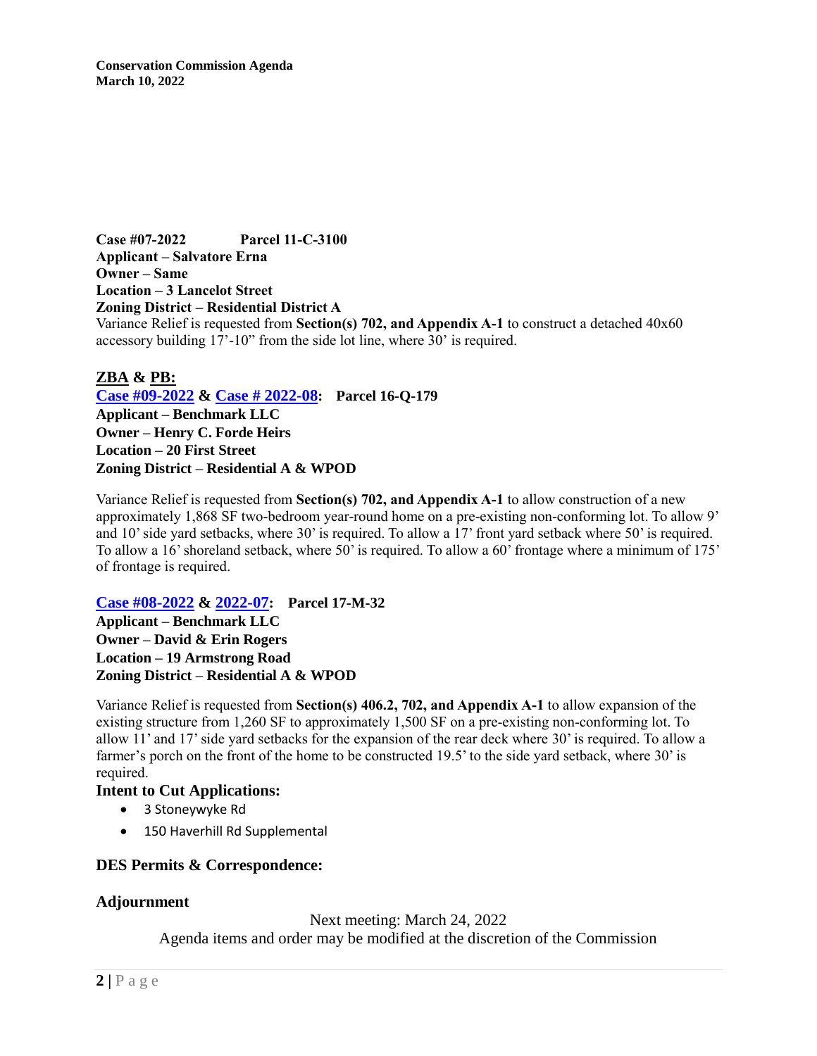**Case #07-2022 Parcel 11-C-3100**
**Applicant – Salvatore Erna**
**Owner – Same**
**Location – 3 Lancelot Street**
**Zoning District – Residential District A**

Variance Relief is requested from **Section(s) 702, and Appendix A-1** to construct a detached 40x60 accessory building 17'-10" from the side lot line, where 30' is required.

**ZBA & PB:**

**Case #09-2022 & Case # 2022-08: Parcel 16-Q-179**
**Applicant – Benchmark LLC**
**Owner – Henry C. Forde Heirs**
**Location – 20 First Street**
**Zoning District – Residential A & WPOD**

Variance Relief is requested from **Section(s) 702, and Appendix A-1** to allow construction of a new approximately 1,868 SF two-bedroom year-round home on a pre-existing non-conforming lot. To allow 9' and 10' side yard setbacks, where 30' is required. To allow a 17' front yard setback where 50' is required. To allow a 16' shoreland setback, where 50' is required. To allow a 60' frontage where a minimum of 175' of frontage is required.

**Case #08-2022 & 2022-07: Parcel 17-M-32**
**Applicant – Benchmark LLC**
**Owner – David & Erin Rogers**
**Location – 19 Armstrong Road**
**Zoning District – Residential A & WPOD**

Variance Relief is requested from **Section(s) 406.2, 702, and Appendix A-1** to allow expansion of the existing structure from 1,260 SF to approximately 1,500 SF on a pre-existing non-conforming lot. To allow 11' and 17' side yard setbacks for the expansion of the rear deck where 30' is required. To allow a farmer's porch on the front of the home to be constructed 19.5' to the side yard setback, where 30' is required.

### Intent to Cut Applications:

- 3 Stoneywyke Rd
- 150 Haverhill Rd Supplemental

### DES Permits & Correspondence:

### Adjournment

Next meeting: March 24, 2022

Agenda items and order may be modified at the discretion of the Commission